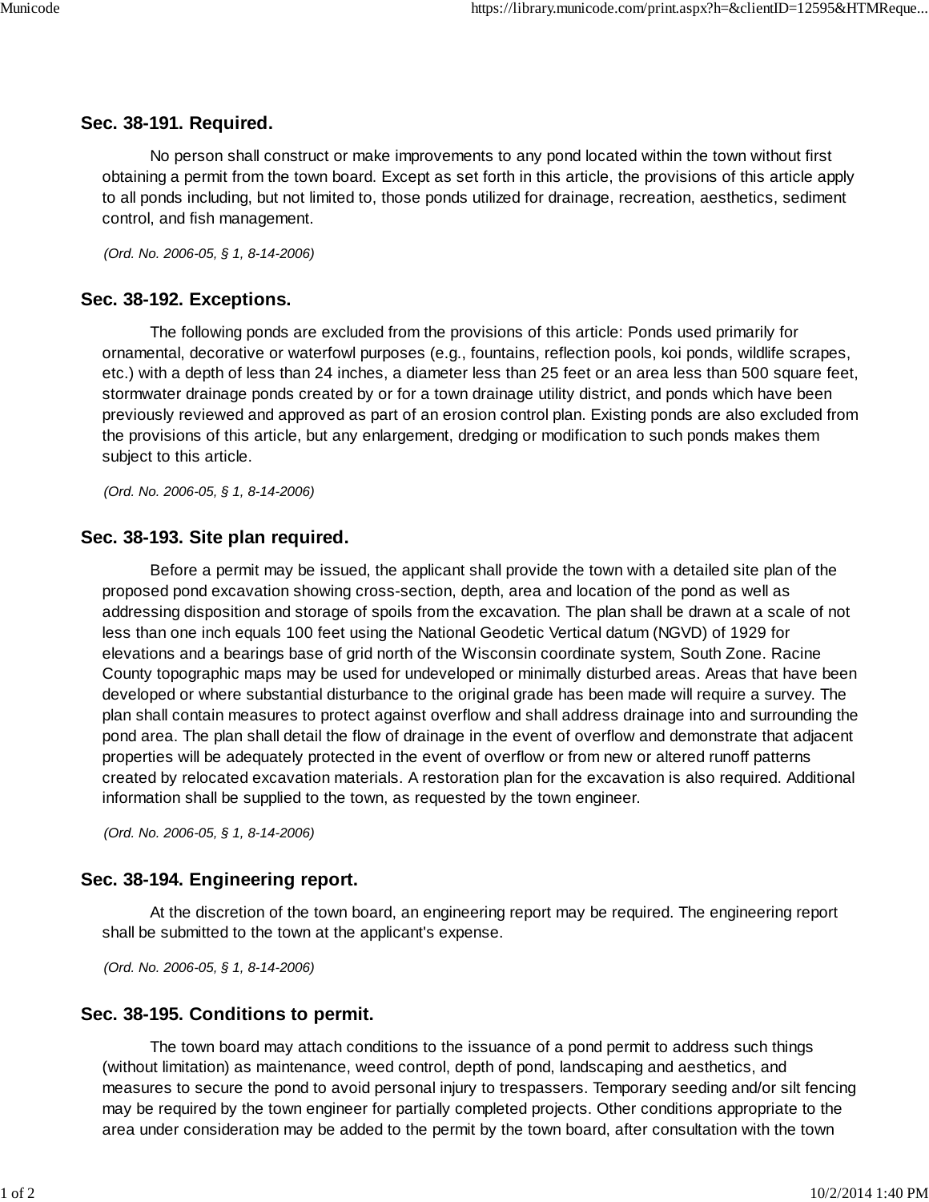## Sec. 38-191. Required.

No person shall construct or make improvements to any pond located within the town without first obtaining a permit from the town board. Except as set forth in this article, the provisions of this article apply to all ponds including, but not limited to, those ponds utilized for drainage, recreation, aesthetics, sediment control, and fish management.

*(Ord. No. 2006-05, § 1, 8-14-2006)*

## Sec. 38-192. Exceptions.

The following ponds are excluded from the provisions of this article: Ponds used primarily for ornamental, decorative or waterfowl purposes (e.g., fountains, reflection pools, koi ponds, wildlife scrapes, etc.) with a depth of less than 24 inches, a diameter less than 25 feet or an area less than 500 square feet, stormwater drainage ponds created by or for a town drainage utility district, and ponds which have been previously reviewed and approved as part of an erosion control plan. Existing ponds are also excluded from the provisions of this article, but any enlargement, dredging or modification to such ponds makes them subject to this article.

*(Ord. No. 2006-05, § 1, 8-14-2006)*

## Sec. 38-193. Site plan required.

Before a permit may be issued, the applicant shall provide the town with a detailed site plan of the proposed pond excavation showing cross-section, depth, area and location of the pond as well as addressing disposition and storage of spoils from the excavation. The plan shall be drawn at a scale of not less than one inch equals 100 feet using the National Geodetic Vertical datum (NGVD) of 1929 for elevations and a bearings base of grid north of the Wisconsin coordinate system, South Zone. Racine County topographic maps may be used for undeveloped or minimally disturbed areas. Areas that have been developed or where substantial disturbance to the original grade has been made will require a survey. The plan shall contain measures to protect against overflow and shall address drainage into and surrounding the pond area. The plan shall detail the flow of drainage in the event of overflow and demonstrate that adjacent properties will be adequately protected in the event of overflow or from new or altered runoff patterns created by relocated excavation materials. A restoration plan for the excavation is also required. Additional information shall be supplied to the town, as requested by the town engineer.

*(Ord. No. 2006-05, § 1, 8-14-2006)*

## Sec. 38-194. Engineering report.

At the discretion of the town board, an engineering report may be required. The engineering report shall be submitted to the town at the applicant's expense.

*(Ord. No. 2006-05, § 1, 8-14-2006)*

## Sec. 38-195. Conditions to permit.

The town board may attach conditions to the issuance of a pond permit to address such things (without limitation) as maintenance, weed control, depth of pond, landscaping and aesthetics, and measures to secure the pond to avoid personal injury to trespassers. Temporary seeding and/or silt fencing may be required by the town engineer for partially completed projects. Other conditions appropriate to the area under consideration may be added to the permit by the town board, after consultation with the town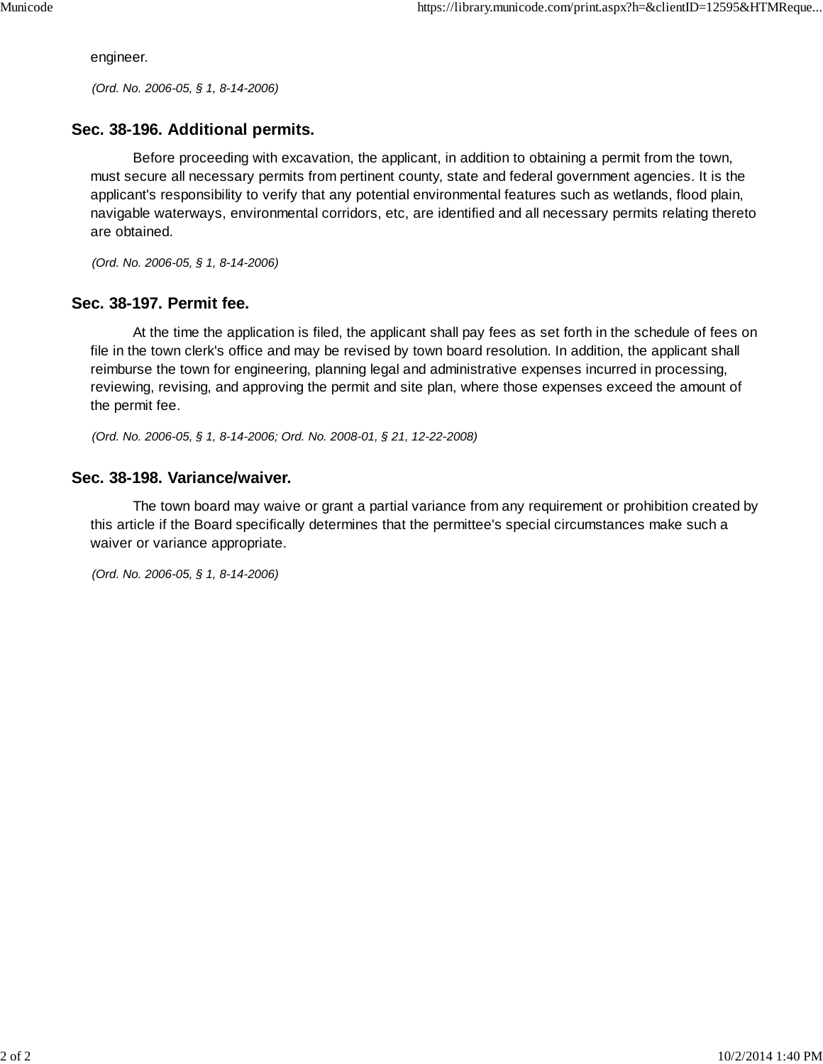engineer.

*(Ord. No. 2006-05, § 1, 8-14-2006)*

## Sec. 38-196. Additional permits.

Before proceeding with excavation, the applicant, in addition to obtaining a permit from the town, must secure all necessary permits from pertinent county, state and federal government agencies. It is the applicant's responsibility to verify that any potential environmental features such as wetlands, flood plain, navigable waterways, environmental corridors, etc, are identified and all necessary permits relating thereto are obtained.

*(Ord. No. 2006-05, § 1, 8-14-2006)*

## Sec. 38-197. Permit fee.

At the time the application is filed, the applicant shall pay fees as set forth in the schedule of fees on file in the town clerk's office and may be revised by town board resolution. In addition, the applicant shall reimburse the town for engineering, planning legal and administrative expenses incurred in processing, reviewing, revising, and approving the permit and site plan, where those expenses exceed the amount of the permit fee.

*(Ord. No. 2006-05, § 1, 8-14-2006; Ord. No. 2008-01, § 21, 12-22-2008)*

## Sec. 38-198. Variance/waiver.

The town board may waive or grant a partial variance from any requirement or prohibition created by this article if the Board specifically determines that the permittee's special circumstances make such a waiver or variance appropriate.

*(Ord. No. 2006-05, § 1, 8-14-2006)*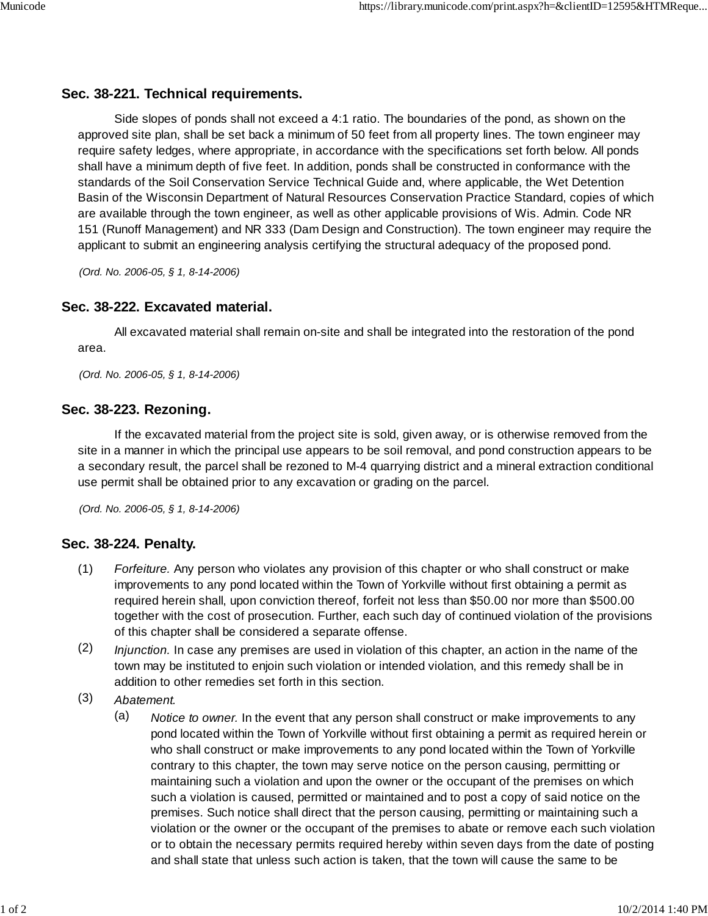## Sec. 38-221. Technical requirements.

Side slopes of ponds shall not exceed a 4:1 ratio. The boundaries of the pond, as shown on the approved site plan, shall be set back a minimum of 50 feet from all property lines. The town engineer may require safety ledges, where appropriate, in accordance with the specifications set forth below. All ponds shall have a minimum depth of five feet. In addition, ponds shall be constructed in conformance with the standards of the Soil Conservation Service Technical Guide and, where applicable, the Wet Detention Basin of the Wisconsin Department of Natural Resources Conservation Practice Standard, copies of which are available through the town engineer, as well as other applicable provisions of Wis. Admin. Code NR 151 (Runoff Management) and NR 333 (Dam Design and Construction). The town engineer may require the applicant to submit an engineering analysis certifying the structural adequacy of the proposed pond.

*(Ord. No. 2006-05, § 1, 8-14-2006)*

## Sec. 38-222. Excavated material.

All excavated material shall remain on-site and shall be integrated into the restoration of the pond area.

*(Ord. No. 2006-05, § 1, 8-14-2006)*

## Sec. 38-223. Rezoning.

If the excavated material from the project site is sold, given away, or is otherwise removed from the site in a manner in which the principal use appears to be soil removal, and pond construction appears to be a secondary result, the parcel shall be rezoned to M-4 quarrying district and a mineral extraction conditional use permit shall be obtained prior to any excavation or grading on the parcel.

*(Ord. No. 2006-05, § 1, 8-14-2006)*

## Sec. 38-224. Penalty.

(1) *Forfeiture.* Any person who violates any provision of this chapter or who shall construct or make improvements to any pond located within the Town of Yorkville without first obtaining a permit as required herein shall, upon conviction thereof, forfeit not less than $50.00 nor more than $500.00 together with the cost of prosecution. Further, each such day of continued violation of the provisions of this chapter shall be considered a separate offense.

(2) *Injunction.* In case any premises are used in violation of this chapter, an action in the name of the town may be instituted to enjoin such violation or intended violation, and this remedy shall be in addition to other remedies set forth in this section.

(3) *Abatement.*

(a) *Notice to owner.* In the event that any person shall construct or make improvements to any pond located within the Town of Yorkville without first obtaining a permit as required herein or who shall construct or make improvements to any pond located within the Town of Yorkville contrary to this chapter, the town may serve notice on the person causing, permitting or maintaining such a violation and upon the owner or the occupant of the premises on which such a violation is caused, permitted or maintained and to post a copy of said notice on the premises. Such notice shall direct that the person causing, permitting or maintaining such a violation or the owner or the occupant of the premises to abate or remove each such violation or to obtain the necessary permits required hereby within seven days from the date of posting and shall state that unless such action is taken, that the town will cause the same to be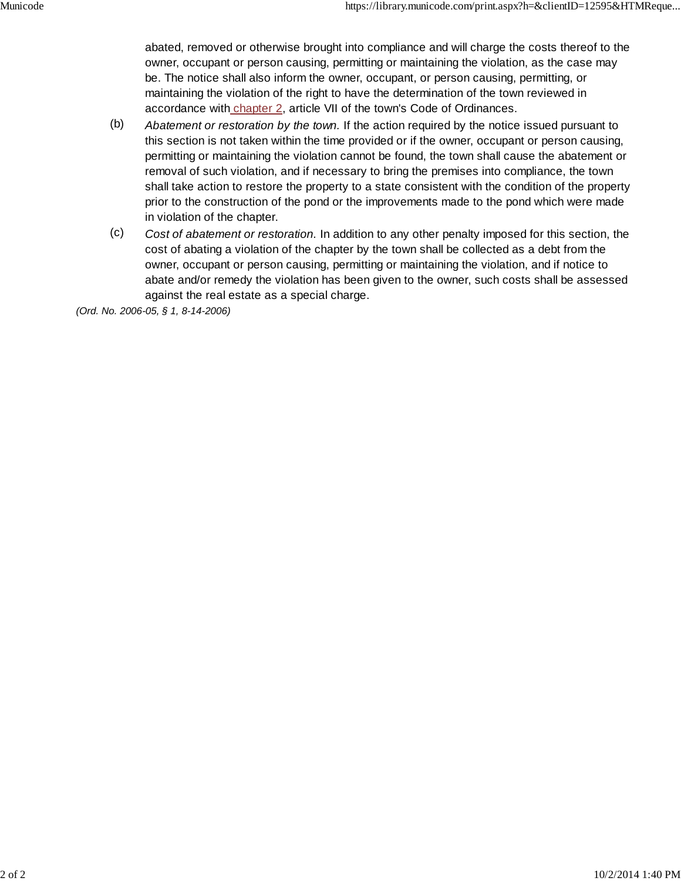abated, removed or otherwise brought into compliance and will charge the costs thereof to the owner, occupant or person causing, permitting or maintaining the violation, as the case may be. The notice shall also inform the owner, occupant, or person causing, permitting, or maintaining the violation of the right to have the determination of the town reviewed in accordance with chapter 2, article VII of the town's Code of Ordinances.

(b) *Abatement or restoration by the town.* If the action required by the notice issued pursuant to this section is not taken within the time provided or if the owner, occupant or person causing, permitting or maintaining the violation cannot be found, the town shall cause the abatement or removal of such violation, and if necessary to bring the premises into compliance, the town shall take action to restore the property to a state consistent with the condition of the property prior to the construction of the pond or the improvements made to the pond which were made in violation of the chapter.

(c) *Cost of abatement or restoration.* In addition to any other penalty imposed for this section, the cost of abating a violation of the chapter by the town shall be collected as a debt from the owner, occupant or person causing, permitting or maintaining the violation, and if notice to abate and/or remedy the violation has been given to the owner, such costs shall be assessed against the real estate as a special charge.

*(Ord. No. 2006-05, § 1, 8-14-2006)*